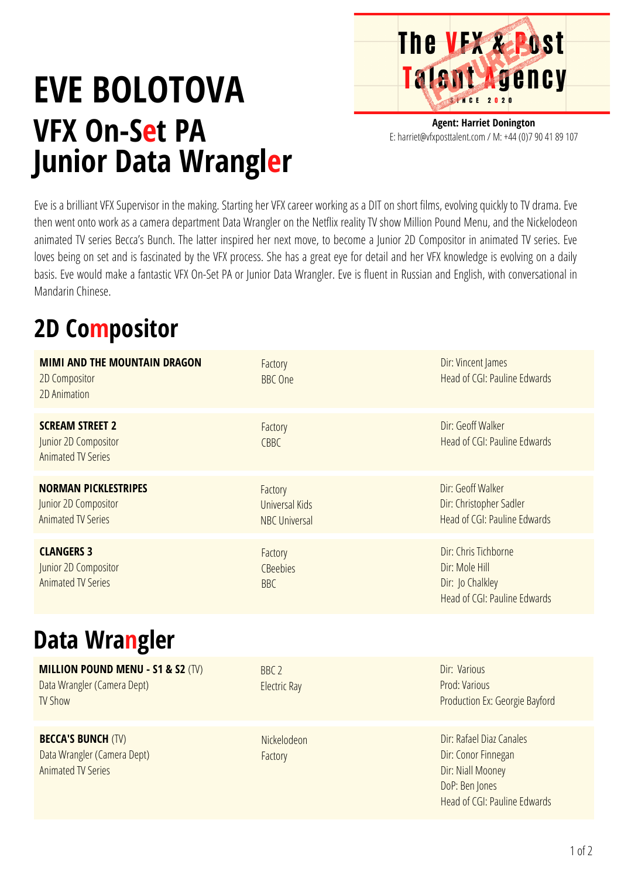# EVE BOLOTOVA

## VFX On-Set PA
## Junior Data Wrangler

The VFX & Post Talent Agency
FUTURES
SINCE 2020

**Agent: Harriet Donington**
E: harriet@vfxposttalent.com / M: +44 (0)7 90 41 89 107

Eve is a brilliant VFX Supervisor in the making. Starting her VFX career working as a DIT on short films, evolving quickly to TV drama. Eve then went onto work as a camera department Data Wrangler on the Netflix reality TV show Million Pound Menu, and the Nickelodeon animated TV series Becca's Bunch. The latter inspired her next move, to become a Junior 2D Compositor in animated TV series. Eve loves being on set and is fascinated by the VFX process. She has a great eye for detail and her VFX knowledge is evolving on a daily basis. Eve would make a fantastic VFX On-Set PA or Junior Data Wrangler. Eve is fluent in Russian and English, with conversational in Mandarin Chinese.

## 2D Compositor

| | | |
|---|---|---|
| **MIMI AND THE MOUNTAIN DRAGON**<br>2D Compositor<br>2D Animation | Factory<br>BBC One | Dir: Vincent James<br>Head of CGI: Pauline Edwards |
| **SCREAM STREET 2**<br>Junior 2D Compositor<br>Animated TV Series | Factory<br>CBBC | Dir: Geoff Walker<br>Head of CGI: Pauline Edwards |
| **NORMAN PICKLESTRIPES**<br>Junior 2D Compositor<br>Animated TV Series | Factory<br>Universal Kids<br>NBC Universal | Dir: Geoff Walker<br>Dir: Christopher Sadler<br>Head of CGI: Pauline Edwards |
| **CLANGERS 3**<br>Junior 2D Compositor<br>Animated TV Series | Factory<br>CBeebies<br>BBC | Dir: Chris Tichborne<br>Dir: Mole Hill<br>Dir: Jo Chalkley<br>Head of CGI: Pauline Edwards |

## Data Wrangler

| | | |
|---|---|---|
| **MILLION POUND MENU - S1 & S2** (TV)<br>Data Wrangler (Camera Dept)<br>TV Show | BBC 2<br>Electric Ray | Dir: Various<br>Prod: Various<br>Production Ex: Georgie Bayford |
| **BECCA'S BUNCH** (TV)<br>Data Wrangler (Camera Dept)<br>Animated TV Series | Nickelodeon<br>Factory | Dir: Rafael Diaz Canales<br>Dir: Conor Finnegan<br>Dir: Niall Mooney<br>DoP: Ben Jones<br>Head of CGI: Pauline Edwards |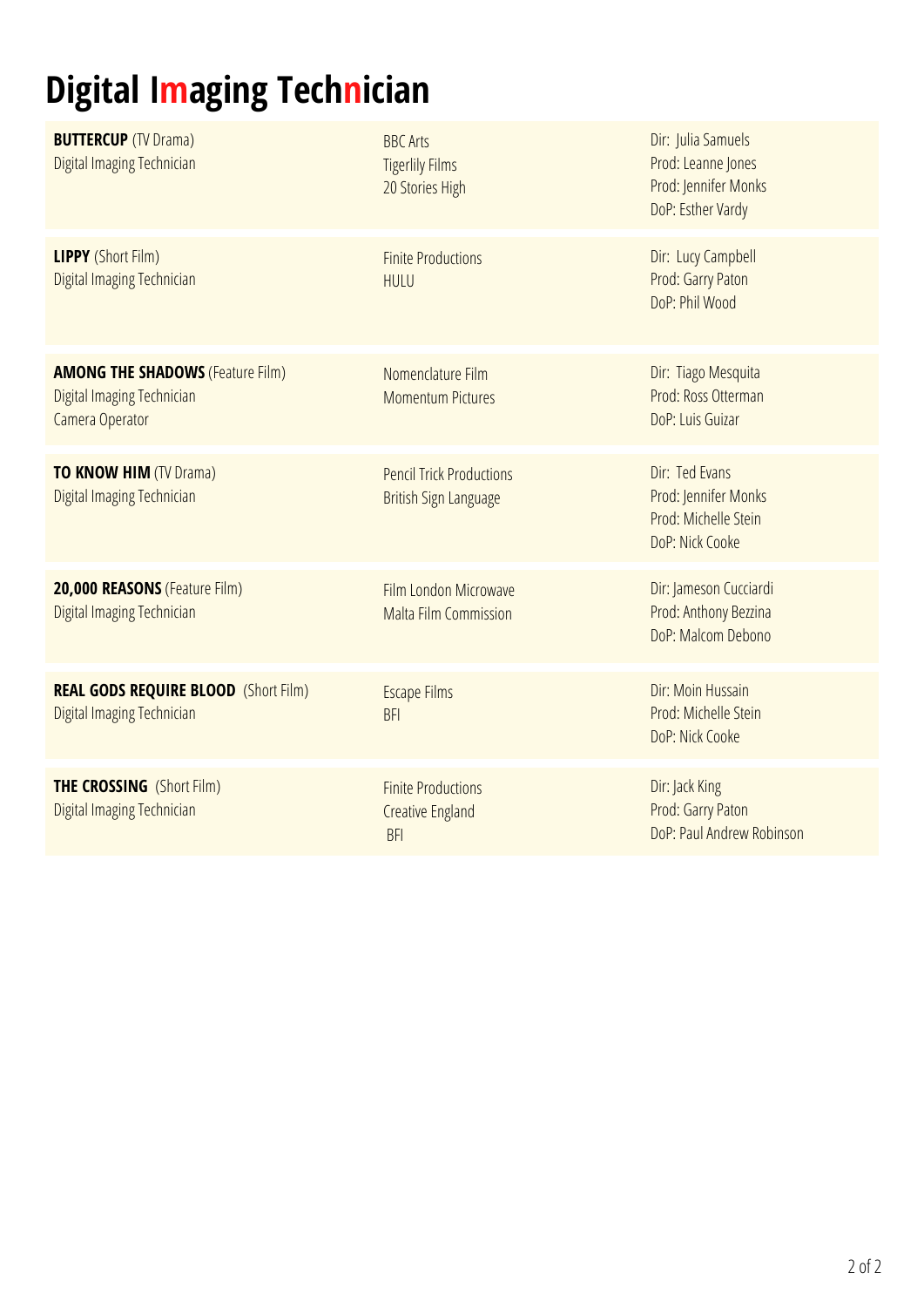# Digital Imaging Technician

| | | |
|---|---|---|
| **BUTTERCUP** (TV Drama)<br>Digital Imaging Technician | BBC Arts<br>Tigerlily Films<br>20 Stories High | Dir: Julia Samuels<br>Prod: Leanne Jones<br>Prod: Jennifer Monks<br>DoP: Esther Vardy |
| **LIPPY** (Short Film)<br>Digital Imaging Technician | Finite Productions<br>HULU | Dir: Lucy Campbell<br>Prod: Garry Paton<br>DoP: Phil Wood |
| **AMONG THE SHADOWS** (Feature Film)<br>Digital Imaging Technician<br>Camera Operator | Nomenclature Film<br>Momentum Pictures | Dir: Tiago Mesquita<br>Prod: Ross Otterman<br>DoP: Luis Guizar |
| **TO KNOW HIM** (TV Drama)<br>Digital Imaging Technician | Pencil Trick Productions<br>British Sign Language | Dir: Ted Evans<br>Prod: Jennifer Monks<br>Prod: Michelle Stein<br>DoP: Nick Cooke |
| **20,000 REASONS** (Feature Film)<br>Digital Imaging Technician | Film London Microwave<br>Malta Film Commission | Dir: Jameson Cucciardi<br>Prod: Anthony Bezzina<br>DoP: Malcom Debono |
| **REAL GODS REQUIRE BLOOD** (Short Film)<br>Digital Imaging Technician | Escape Films<br>BFI | Dir: Moin Hussain<br>Prod: Michelle Stein<br>DoP: Nick Cooke |
| **THE CROSSING** (Short Film)<br>Digital Imaging Technician | Finite Productions<br>Creative England<br>BFI | Dir: Jack King<br>Prod: Garry Paton<br>DoP: Paul Andrew Robinson |